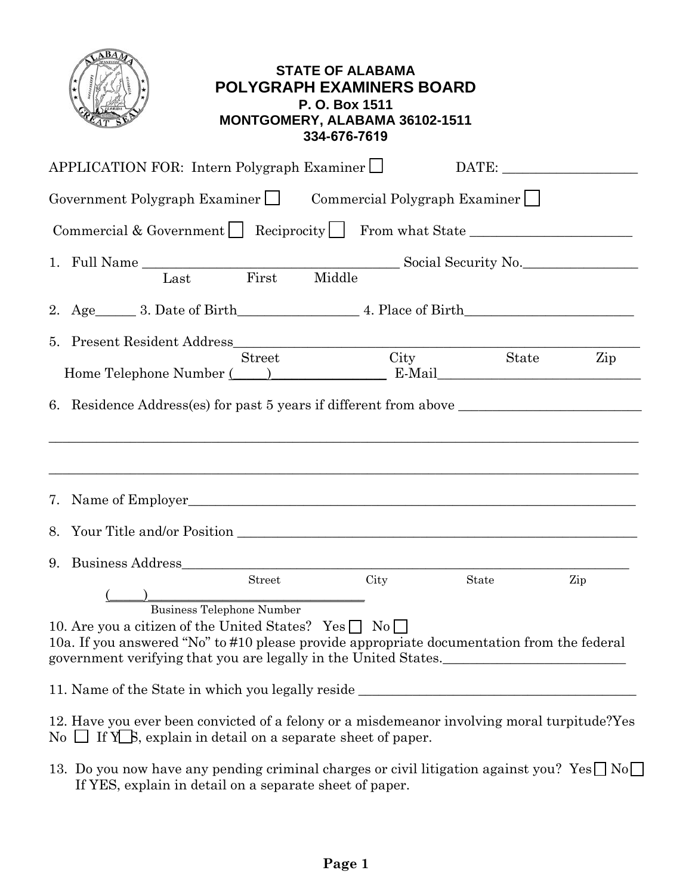# STATE OF ALABAMA
## POLYGRAPH EXAMINERS BOARD
**P. O. Box 1511**
**MONTGOMERY, ALABAMA 36102-1511**
**334-676-7619**

APPLICATION FOR: Intern Polygraph Examiner ☐ DATE: ____________________

Government Polygraph Examiner ☐ Commercial Polygraph Examiner ☐

Commercial & Government ☐ Reciprocity ☐ From what State ________________________

1. Full Name ______________________________________ Social Security No.________________
   Last First Middle

2. Age______ 3. Date of Birth_________________ 4. Place of Birth_________________________

5. Present Resident Address____________________________________________________________
   Street City State Zip
   Home Telephone Number (_____)_________________ E-Mail______________________________

6. Residence Address(es) for past 5 years if different from above ___________________________

______________________________________________________________________________________

______________________________________________________________________________________

7. Name of Employer___________________________________________________________________

8. Your Title and/or Position ___________________________________________________________

9. Business Address___________________________________________________________________
   Street City State Zip
   (_____)_________________________________
   Business Telephone Number

10. Are you a citizen of the United States? Yes ☐ No ☐

10a. If you answered "No" to #10 please provide appropriate documentation from the federal government verifying that you are legally in the United States.___________________________

11. Name of the State in which you legally reside __________________________________________

12. Have you ever been convicted of a felony or a misdemeanor involving moral turpitude?Yes No ☐ If Y☐S, explain in detail on a separate sheet of paper.

13. Do you now have any pending criminal charges or civil litigation against you? Yes ☐ No ☐
    If YES, explain in detail on a separate sheet of paper.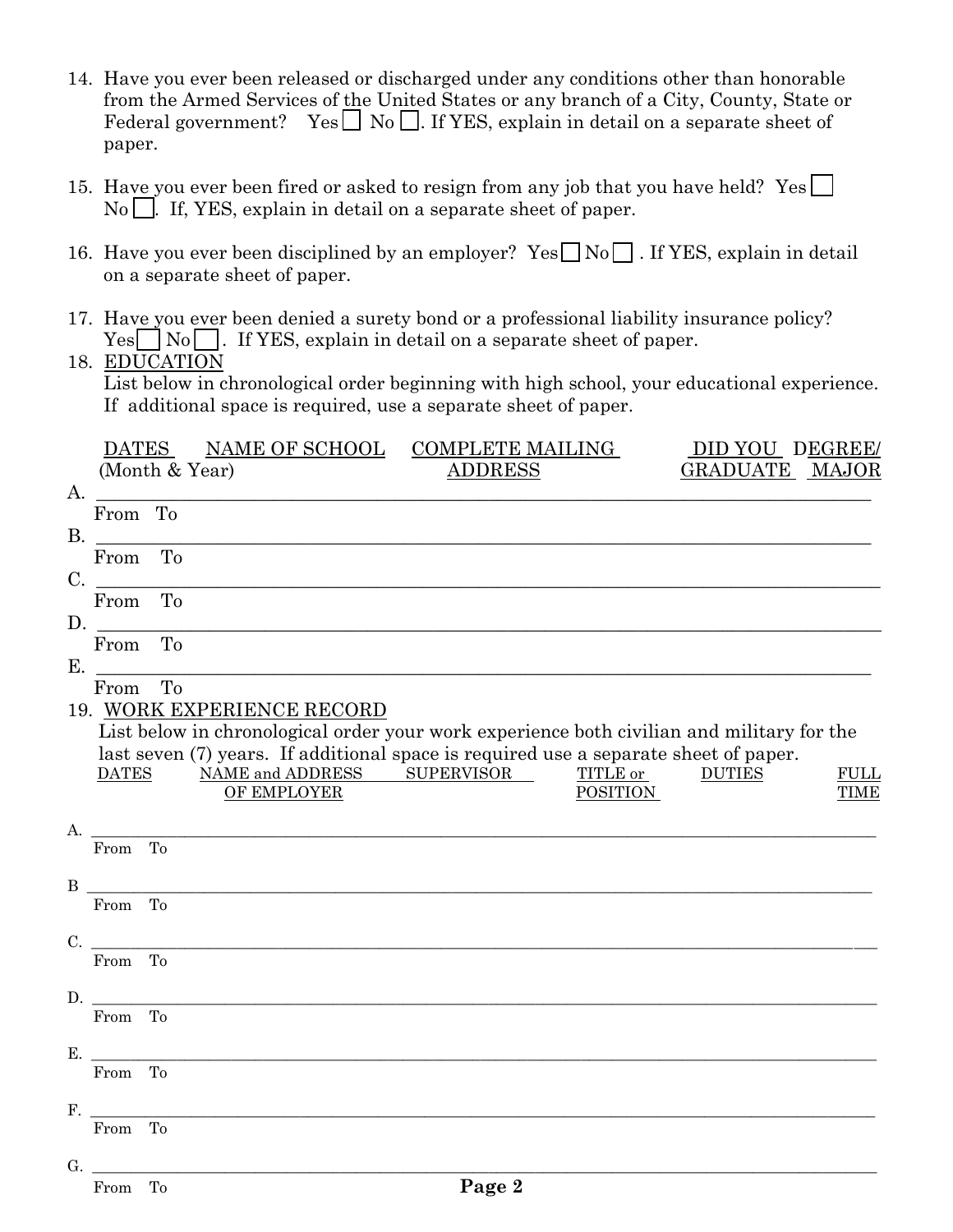14. Have you ever been released or discharged under any conditions other than honorable from the Armed Services of the United States or any branch of a City, County, State or Federal government? Yes ☐ No ☐. If YES, explain in detail on a separate sheet of paper.

15. Have you ever been fired or asked to resign from any job that you have held? Yes ☐ No ☐. If, YES, explain in detail on a separate sheet of paper.

16. Have you ever been disciplined by an employer? Yes ☐ No ☐ . If YES, explain in detail on a separate sheet of paper.

17. Have you ever been denied a surety bond or a professional liability insurance policy? Yes ☐ No ☐. If YES, explain in detail on a separate sheet of paper.

18. EDUCATION

    List below in chronological order beginning with high school, your educational experience. If additional space is required, use a separate sheet of paper.

| | DATES (Month & Year) | NAME OF SCHOOL | COMPLETE MAILING ADDRESS | DID YOU GRADUATE | DEGREE/ MAJOR |
|---|---|---|---|---|---|
| A. | From To | | | | |
| B. | From To | | | | |
| C. | From To | | | | |
| D. | From To | | | | |
| E. | From To | | | | |

19. WORK EXPERIENCE RECORD

    List below in chronological order your work experience both civilian and military for the last seven (7) years. If additional space is required use a separate sheet of paper.

| | DATES | NAME and ADDRESS OF EMPLOYER | SUPERVISOR | TITLE or POSITION | DUTIES | FULL TIME |
|---|---|---|---|---|---|---|
| A. | From To | | | | | |
| B | From To | | | | | |
| C. | From To | | | | | |
| D. | From To | | | | | |
| E. | From To | | | | | |
| F. | From To | | | | | |
| G. | From To | | | | | |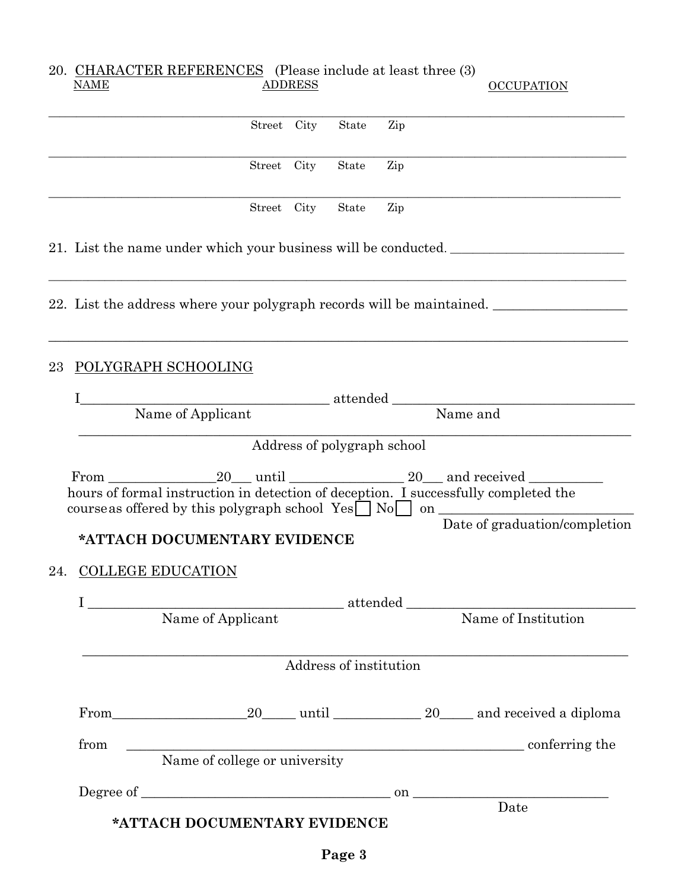20. <u>CHARACTER REFERENCES</u> (Please include at least three (3)

<u>NAME</u> <u>ADDRESS</u> <u>OCCUPATION</u>

______________________________________________________________________________

Street City State Zip

______________________________________________________________________________

Street City State Zip

______________________________________________________________________________

Street City State Zip

21. List the name under which your business will be conducted. ______________________

______________________________________________________________________________

22. List the address where your polygraph records will be maintained. ________________

______________________________________________________________________________

23 <u>POLYGRAPH SCHOOLING</u>

I_________________________________ attended _________________________________
Name of Applicant Name and

______________________________________________________________________________
Address of polygraph school

From ______________20___ until ______________ 20___ and received __________ hours of formal instruction in detection of deception. I successfully completed the course as offered by this polygraph school Yes ☐ No ☐ on ________________________
Date of graduation/completion

**\*ATTACH DOCUMENTARY EVIDENCE**

24. <u>COLLEGE EDUCATION</u>

I _________________________________ attended _________________________________
Name of Applicant Name of Institution

______________________________________________________________________________
Address of institution

From________________20_____ until ____________ 20_____ and received a diploma

from ____________________________________________________ conferring the
Name of college or university

Degree of _________________________________ on __________________________
Date

**\*ATTACH DOCUMENTARY EVIDENCE**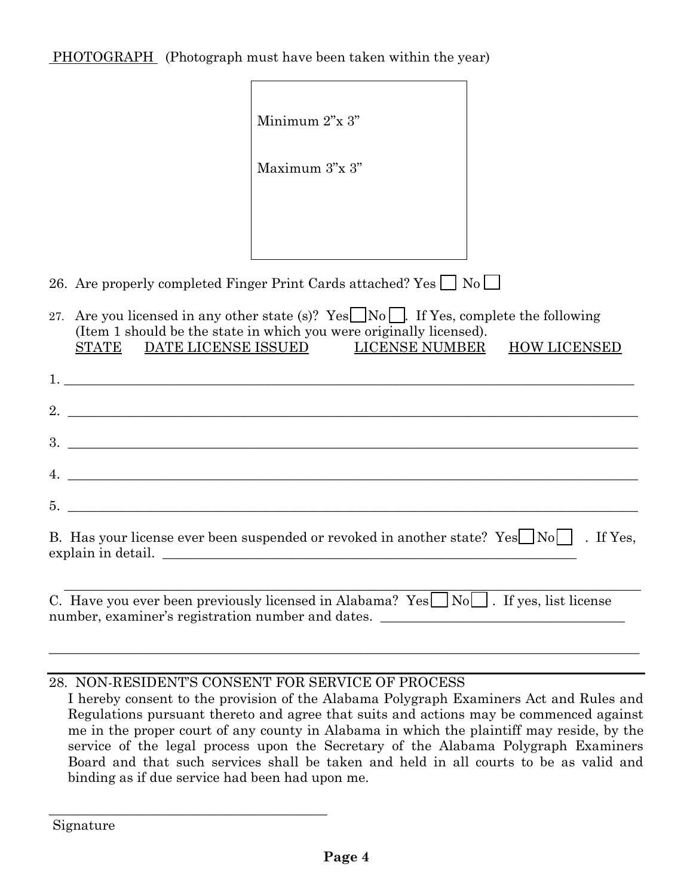PHOTOGRAPH (Photograph must have been taken within the year)

Minimum 2"x 3"

Maximum 3"x 3"

26. Are properly completed Finger Print Cards attached? Yes ☐ No ☐

27. Are you licensed in any other state (s)? Yes ☐ No ☐. If Yes, complete the following (Item 1 should be the state in which you were originally licensed).

| STATE | DATE LICENSE ISSUED | LICENSE NUMBER | HOW LICENSED |
|---|---|---|---|
| 1. | | | |
| 2. | | | |
| 3. | | | |
| 4. | | | |
| 5. | | | |

B. Has your license ever been suspended or revoked in another state? Yes ☐ No ☐ . If Yes, explain in detail. ______________________________________________

______________________________________________

C. Have you ever been previously licensed in Alabama? Yes ☐ No ☐ . If yes, list license number, examiner's registration number and dates. ______________________________

______________________________________________

28. NON-RESIDENT'S CONSENT FOR SERVICE OF PROCESS

I hereby consent to the provision of the Alabama Polygraph Examiners Act and Rules and Regulations pursuant thereto and agree that suits and actions may be commenced against me in the proper court of any county in Alabama in which the plaintiff may reside, by the service of the legal process upon the Secretary of the Alabama Polygraph Examiners Board and that such services shall be taken and held in all courts to be as valid and binding as if due service had been had upon me.

______________________________
Signature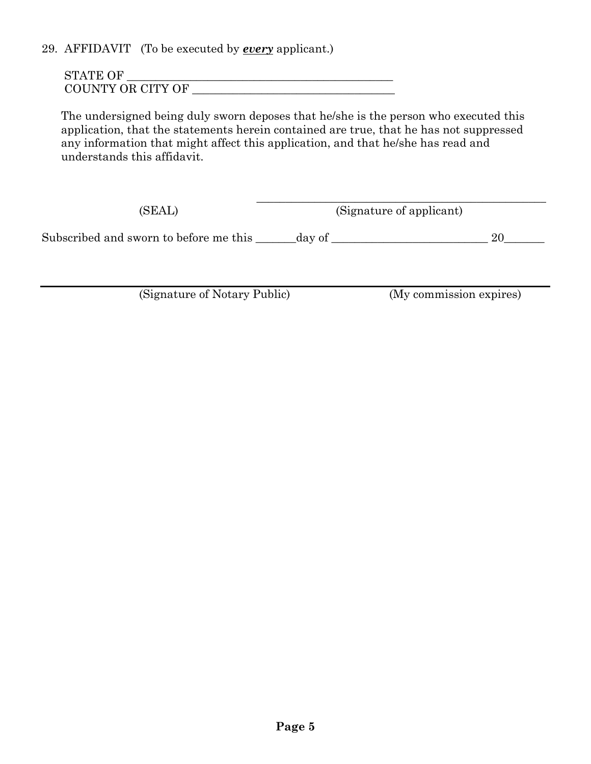29. AFFIDAVIT (To be executed by ***every*** applicant.)

STATE OF _______________________________________________
COUNTY OR CITY OF ___________________________________

The undersigned being duly sworn deposes that he/she is the person who executed this application, that the statements herein contained are true, that he has not suppressed any information that might affect this application, and that he/she has read and understands this affidavit.

(SEAL) _____________________________________________________
(Signature of applicant)

Subscribed and sworn to before me this _______day of __________________________ 20_______

_______________________________________________________________________________
(Signature of Notary Public) (My commission expires)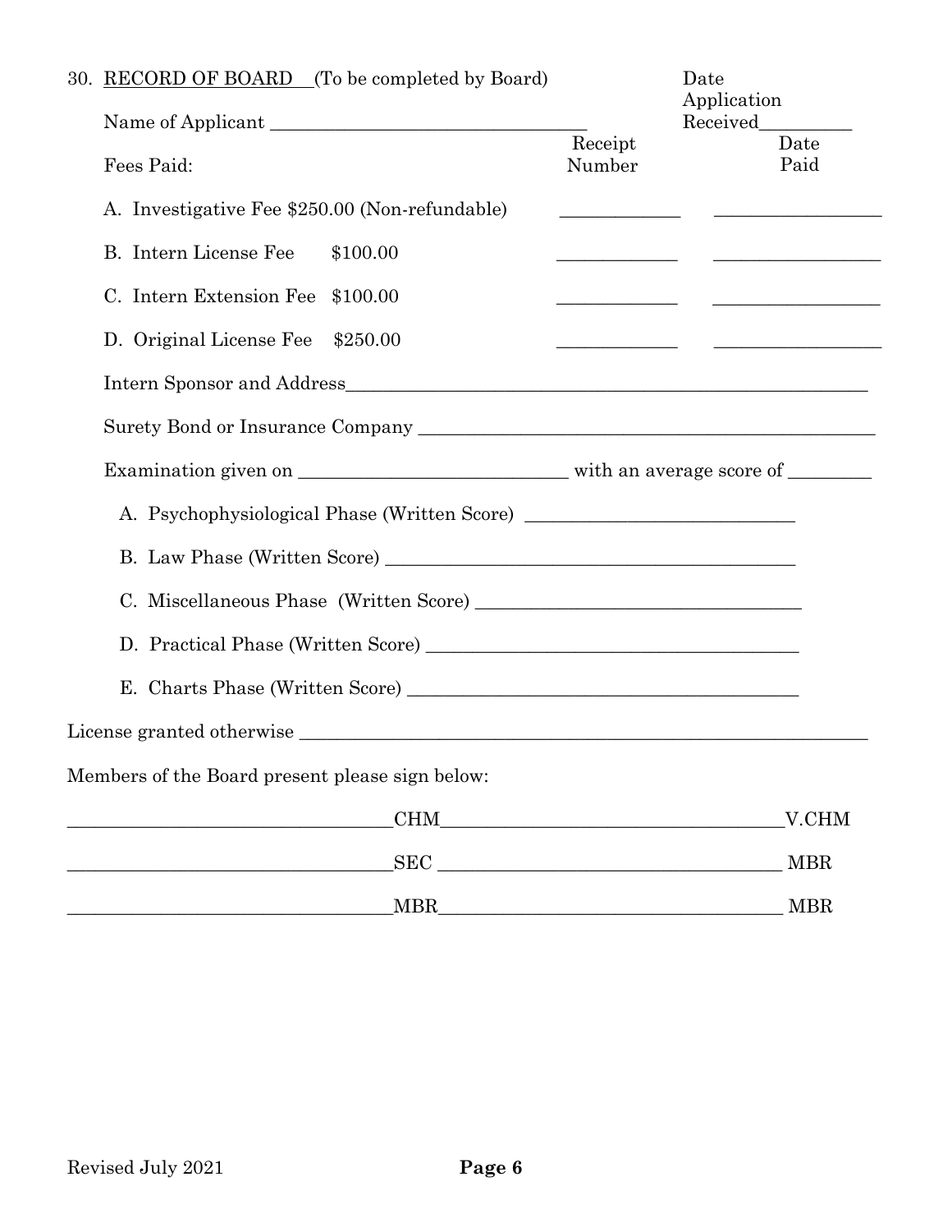30. <u>RECORD OF BOARD</u> (To be completed by Board)

Name of Applicant ________________________________ Date Application Received_________

| Fees Paid: | Receipt Number | Date Paid |
| --- | --- | --- |
| A. Investigative Fee $250.00 (Non-refundable) | ____________ | _________________ |
| B. Intern License Fee $100.00 | ____________ | _________________ |
| C. Intern Extension Fee $100.00 | ____________ | _________________ |
| D. Original License Fee $250.00 | ____________ | _________________ |

Intern Sponsor and Address_______________________________________________________

Surety Bond or Insurance Company _____________________________________________

Examination given on __________________________ with an average score of ________

A. Psychophysiological Phase (Written Score) __________________________

B. Law Phase (Written Score) __________________________________________

C. Miscellaneous Phase (Written Score) _________________________________

D. Practical Phase (Written Score) _____________________________________

E. Charts Phase (Written Score) _______________________________________

License granted otherwise ____________________________________________________________

Members of the Board present please sign below:

_________________________________CHM___________________________________V.CHM

_________________________________SEC ___________________________________ MBR

_________________________________MBR___________________________________ MBR

Revised July 2021